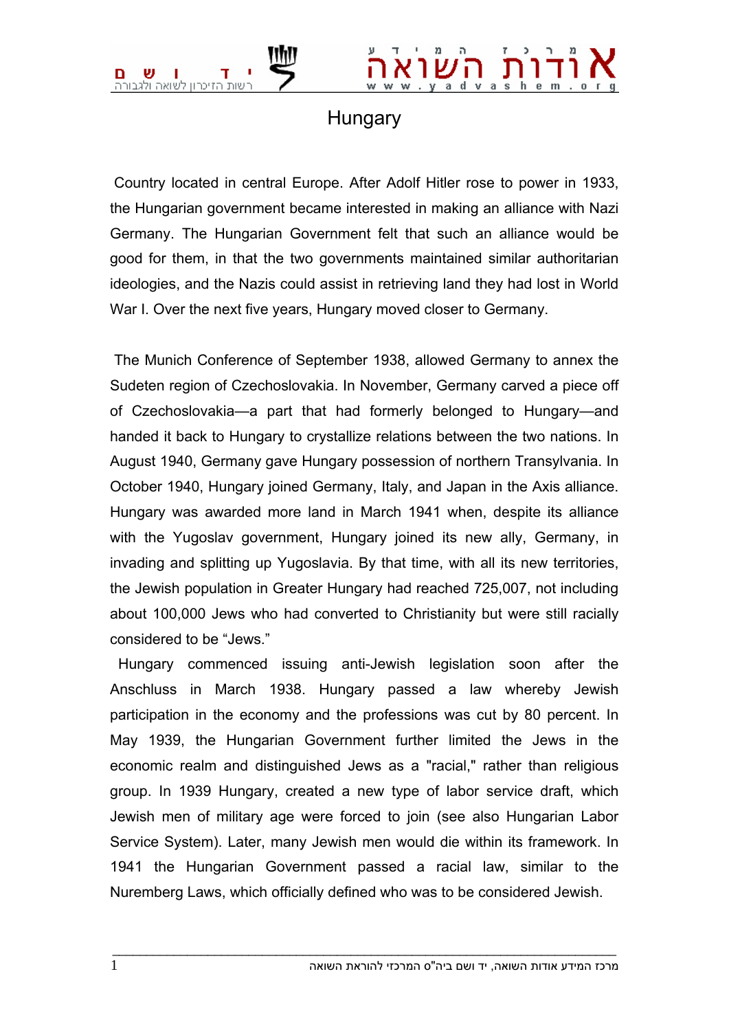# Hungary

Country located in central Europe. After Adolf Hitler rose to power in 1933, the Hungarian government became interested in making an alliance with Nazi Germany. The Hungarian Government felt that such an alliance would be good for them, in that the two governments maintained similar authoritarian ideologies, and the Nazis could assist in retrieving land they had lost in World War I. Over the next five years, Hungary moved closer to Germany.

The Munich Conference of September 1938, allowed Germany to annex the Sudeten region of Czechoslovakia. In November, Germany carved a piece off of Czechoslovakia—a part that had formerly belonged to Hungary—and handed it back to Hungary to crystallize relations between the two nations. In August 1940, Germany gave Hungary possession of northern Transylvania. In October 1940, Hungary joined Germany, Italy, and Japan in the Axis alliance. Hungary was awarded more land in March 1941 when, despite its alliance with the Yugoslav government, Hungary joined its new ally, Germany, in invading and splitting up Yugoslavia. By that time, with all its new territories, the Jewish population in Greater Hungary had reached 725,007, not including about 100,000 Jews who had converted to Christianity but were still racially considered to be "Jews."

Hungary commenced issuing anti-Jewish legislation soon after the Anschluss in March 1938. Hungary passed a law whereby Jewish participation in the economy and the professions was cut by 80 percent. In May 1939, the Hungarian Government further limited the Jews in the economic realm and distinguished Jews as a "racial," rather than religious group. In 1939 Hungary, created a new type of labor service draft, which Jewish men of military age were forced to join (see also Hungarian Labor Service System). Later, many Jewish men would die within its framework. In 1941 the Hungarian Government passed a racial law, similar to the Nuremberg Laws, which officially defined who was to be considered Jewish.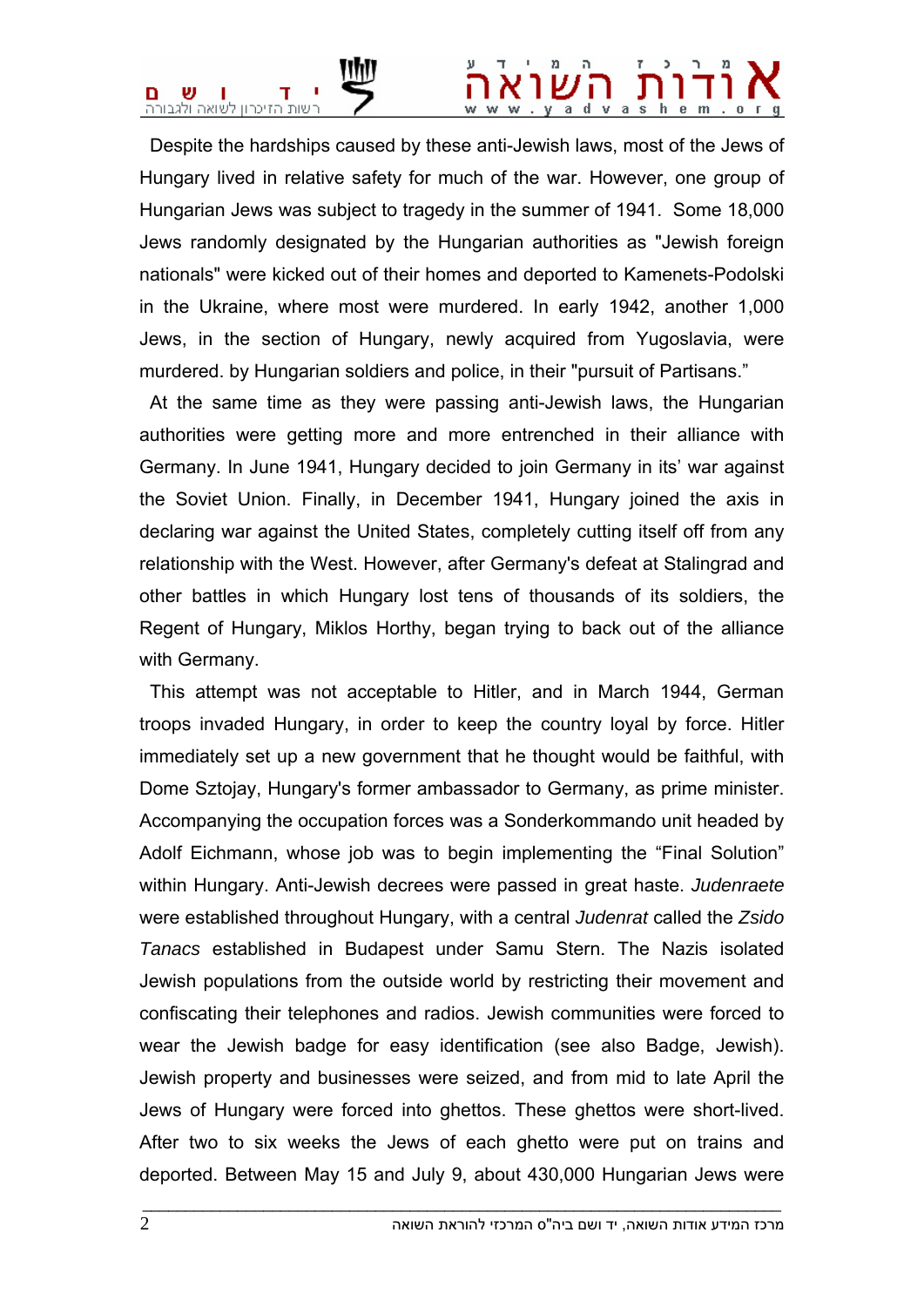Despite the hardships caused by these anti-Jewish laws, most of the Jews of Hungary lived in relative safety for much of the war. However, one group of Hungarian Jews was subject to tragedy in the summer of 1941. Some 18,000 Jews randomly designated by the Hungarian authorities as "Jewish foreign nationals" were kicked out of their homes and deported to Kamenets-Podolski in the Ukraine, where most were murdered. In early 1942, another 1,000 Jews, in the section of Hungary, newly acquired from Yugoslavia, were murdered. by Hungarian soldiers and police, in their "pursuit of Partisans."

At the same time as they were passing anti-Jewish laws, the Hungarian authorities were getting more and more entrenched in their alliance with Germany. In June 1941, Hungary decided to join Germany in its' war against the Soviet Union. Finally, in December 1941, Hungary joined the axis in declaring war against the United States, completely cutting itself off from any relationship with the West. However, after Germany's defeat at Stalingrad and other battles in which Hungary lost tens of thousands of its soldiers, the Regent of Hungary, Miklos Horthy, began trying to back out of the alliance with Germany.

This attempt was not acceptable to Hitler, and in March 1944, German troops invaded Hungary, in order to keep the country loyal by force. Hitler immediately set up a new government that he thought would be faithful, with Dome Sztojay, Hungary's former ambassador to Germany, as prime minister. Accompanying the occupation forces was a Sonderkommando unit headed by Adolf Eichmann, whose job was to begin implementing the "Final Solution" within Hungary. Anti-Jewish decrees were passed in great haste. *Judenraete* were established throughout Hungary, with a central *Judenrat* called the *Zsido Tanacs* established in Budapest under Samu Stern. The Nazis isolated Jewish populations from the outside world by restricting their movement and confiscating their telephones and radios. Jewish communities were forced to wear the Jewish badge for easy identification (see also Badge, Jewish). Jewish property and businesses were seized, and from mid to late April the Jews of Hungary were forced into ghettos. These ghettos were short-lived. After two to six weeks the Jews of each ghetto were put on trains and deported. Between May 15 and July 9, about 430,000 Hungarian Jews were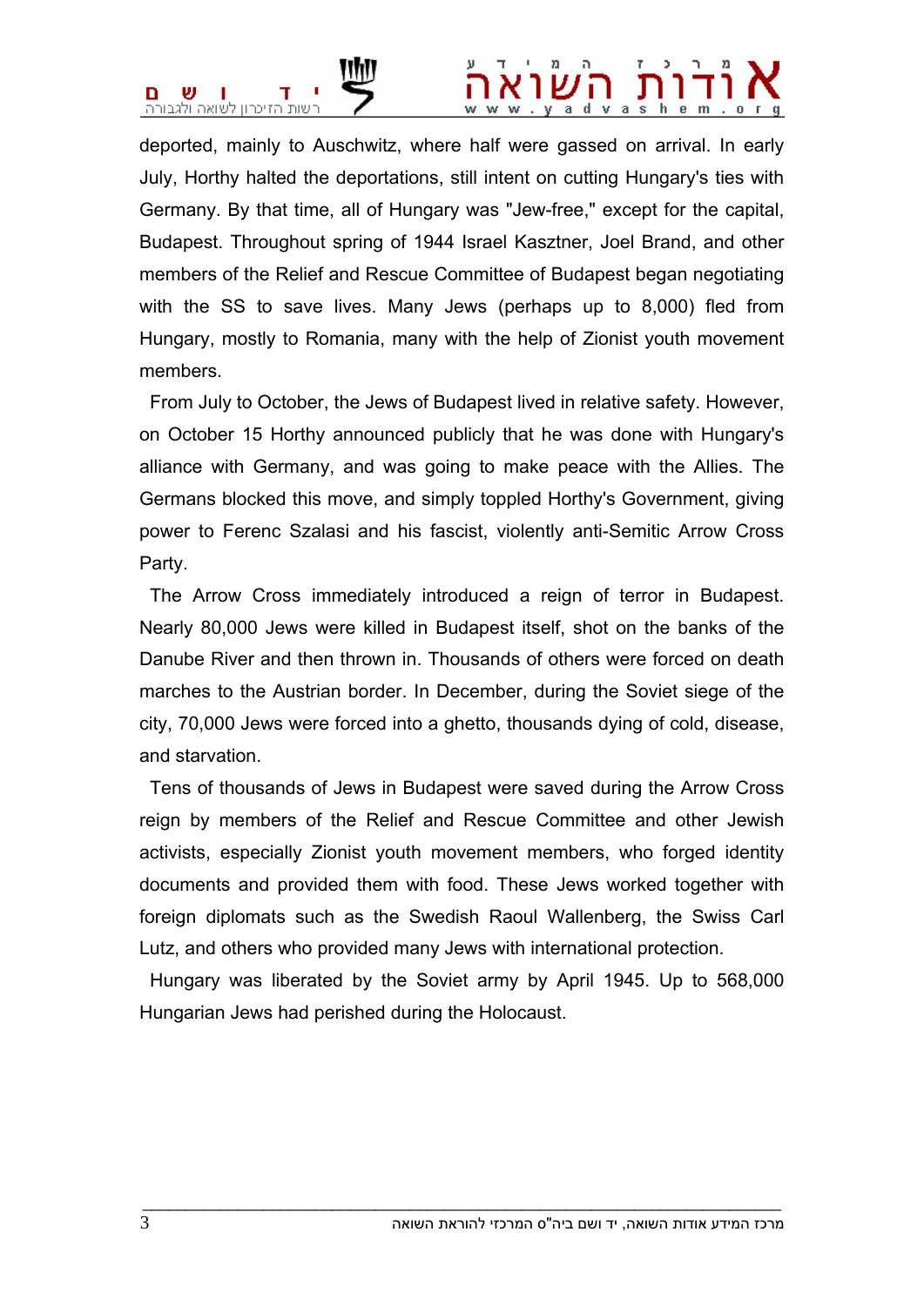deported, mainly to Auschwitz, where half were gassed on arrival. In early July, Horthy halted the deportations, still intent on cutting Hungary's ties with Germany. By that time, all of Hungary was "Jew-free," except for the capital, Budapest. Throughout spring of 1944 Israel Kasztner, Joel Brand, and other members of the Relief and Rescue Committee of Budapest began negotiating with the SS to save lives. Many Jews (perhaps up to 8,000) fled from Hungary, mostly to Romania, many with the help of Zionist youth movement members.

From July to October, the Jews of Budapest lived in relative safety. However, on October 15 Horthy announced publicly that he was done with Hungary's alliance with Germany, and was going to make peace with the Allies. The Germans blocked this move, and simply toppled Horthy's Government, giving power to Ferenc Szalasi and his fascist, violently anti-Semitic Arrow Cross Party.

The Arrow Cross immediately introduced a reign of terror in Budapest. Nearly 80,000 Jews were killed in Budapest itself, shot on the banks of the Danube River and then thrown in. Thousands of others were forced on death marches to the Austrian border. In December, during the Soviet siege of the city, 70,000 Jews were forced into a ghetto, thousands dying of cold, disease, and starvation.

Tens of thousands of Jews in Budapest were saved during the Arrow Cross reign by members of the Relief and Rescue Committee and other Jewish activists, especially Zionist youth movement members, who forged identity documents and provided them with food. These Jews worked together with foreign diplomats such as the Swedish Raoul Wallenberg, the Swiss Carl Lutz, and others who provided many Jews with international protection.

Hungary was liberated by the Soviet army by April 1945. Up to 568,000 Hungarian Jews had perished during the Holocaust.